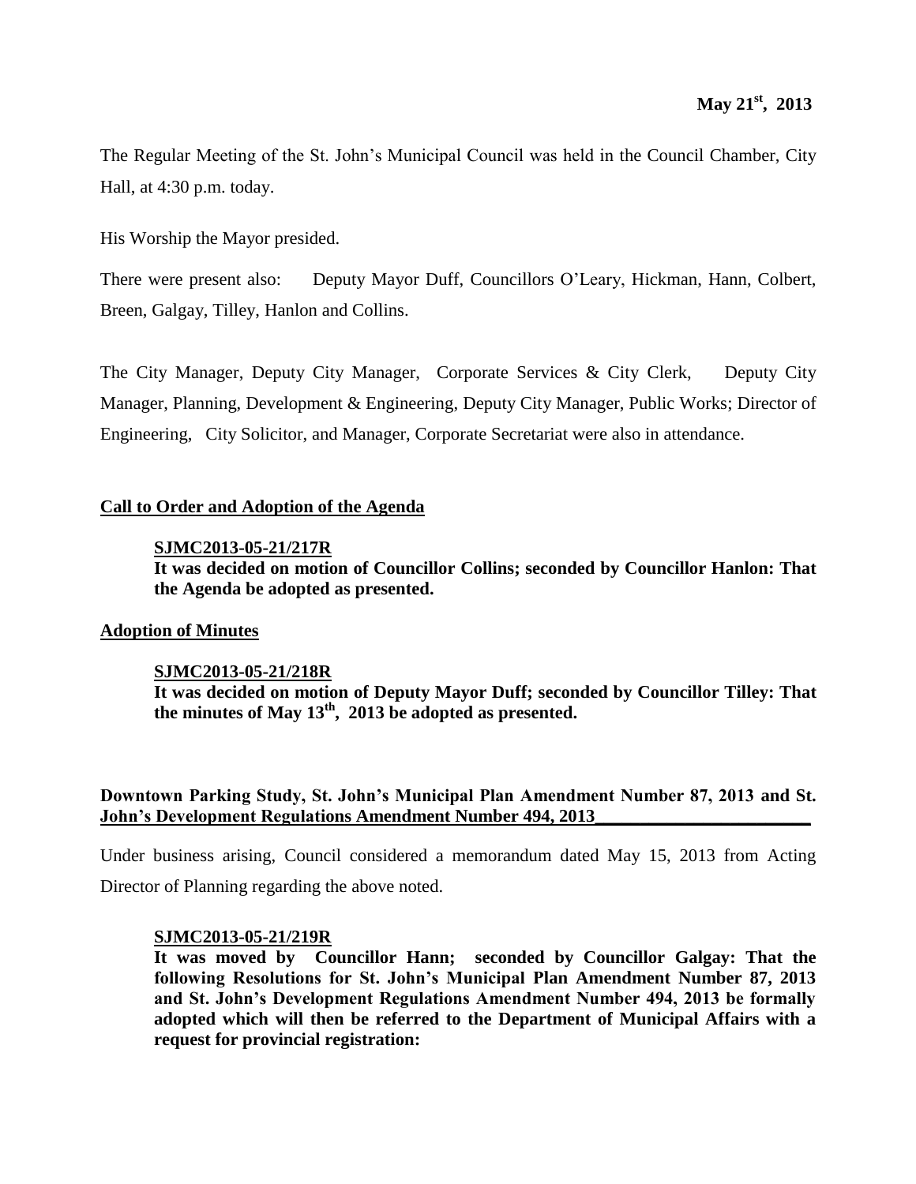**May 21st, 2013**

The Regular Meeting of the St. John's Municipal Council was held in the Council Chamber, City Hall, at 4:30 p.m. today.

His Worship the Mayor presided.

There were present also: Deputy Mayor Duff, Councillors O'Leary, Hickman, Hann, Colbert, Breen, Galgay, Tilley, Hanlon and Collins.

The City Manager, Deputy City Manager, Corporate Services & City Clerk, Deputy City Manager, Planning, Development & Engineering, Deputy City Manager, Public Works; Director of Engineering, City Solicitor, and Manager, Corporate Secretariat were also in attendance.

**Call to Order and Adoption of the Agenda**

**SJMC2013-05-21/217R**
**It was decided on motion of Councillor Collins; seconded by Councillor Hanlon: That the Agenda be adopted as presented.**

**Adoption of Minutes**

**SJMC2013-05-21/218R**
**It was decided on motion of Deputy Mayor Duff; seconded by Councillor Tilley: That the minutes of May 13th, 2013 be adopted as presented.**

**Downtown Parking Study, St. John's Municipal Plan Amendment Number 87, 2013 and St. John's Development Regulations Amendment Number 494, 2013**

Under business arising, Council considered a memorandum dated May 15, 2013 from Acting Director of Planning regarding the above noted.

**SJMC2013-05-21/219R**
**It was moved by Councillor Hann; seconded by Councillor Galgay: That the following Resolutions for St. John's Municipal Plan Amendment Number 87, 2013 and St. John's Development Regulations Amendment Number 494, 2013 be formally adopted which will then be referred to the Department of Municipal Affairs with a request for provincial registration:**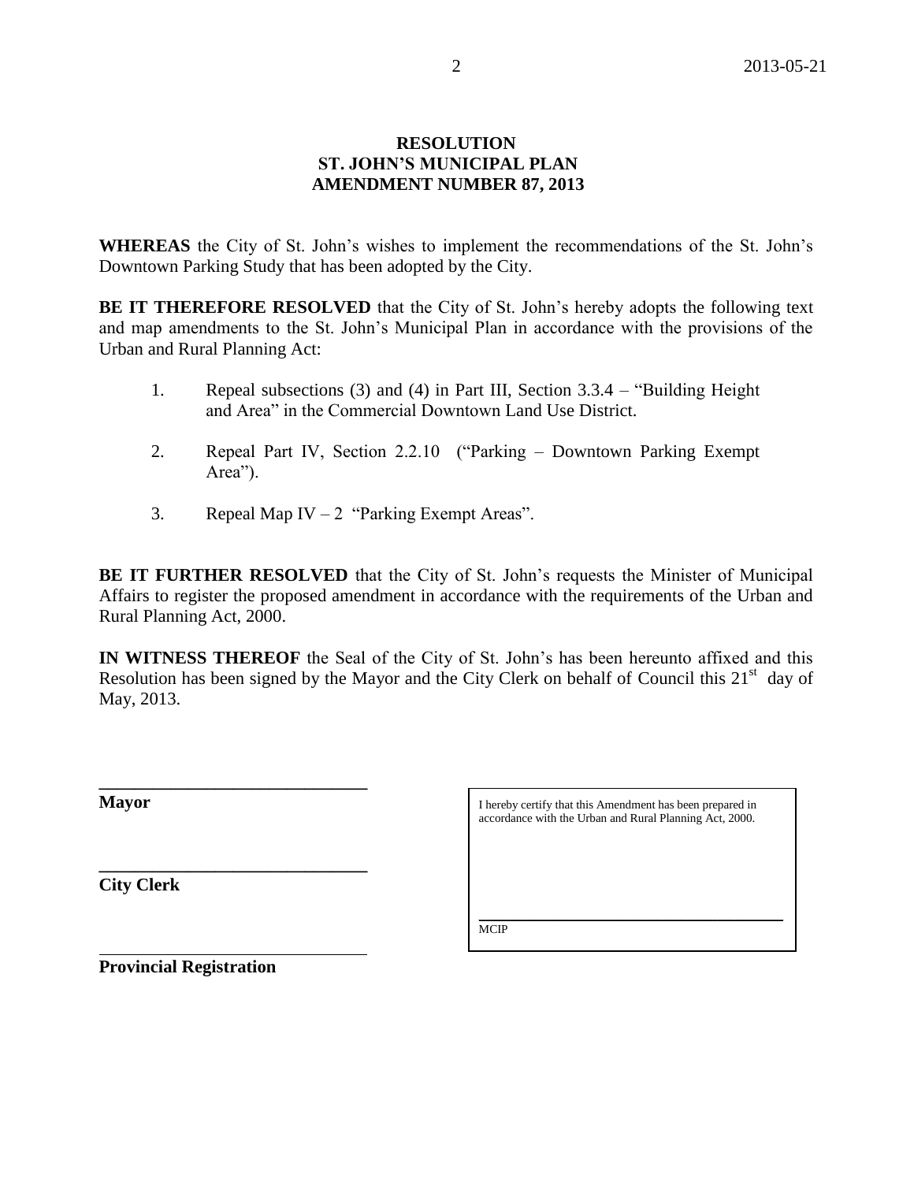# RESOLUTION
# ST. JOHN'S MUNICIPAL PLAN
# AMENDMENT NUMBER 87, 2013

**WHEREAS** the City of St. John's wishes to implement the recommendations of the St. John's Downtown Parking Study that has been adopted by the City.

**BE IT THEREFORE RESOLVED** that the City of St. John's hereby adopts the following text and map amendments to the St. John's Municipal Plan in accordance with the provisions of the Urban and Rural Planning Act:

1. Repeal subsections (3) and (4) in Part III, Section 3.3.4 – "Building Height and Area" in the Commercial Downtown Land Use District.

2. Repeal Part IV, Section 2.2.10 ("Parking – Downtown Parking Exempt Area").

3. Repeal Map IV – 2 "Parking Exempt Areas".

**BE IT FURTHER RESOLVED** that the City of St. John's requests the Minister of Municipal Affairs to register the proposed amendment in accordance with the requirements of the Urban and Rural Planning Act, 2000.

**IN WITNESS THEREOF** the Seal of the City of St. John's has been hereunto affixed and this Resolution has been signed by the Mayor and the City Clerk on behalf of Council this 21st day of May, 2013.

______________________________
**Mayor**

______________________________
**City Clerk**

______________________________
**Provincial Registration**

I hereby certify that this Amendment has been prepared in accordance with the Urban and Rural Planning Act, 2000.

______________________________
MCIP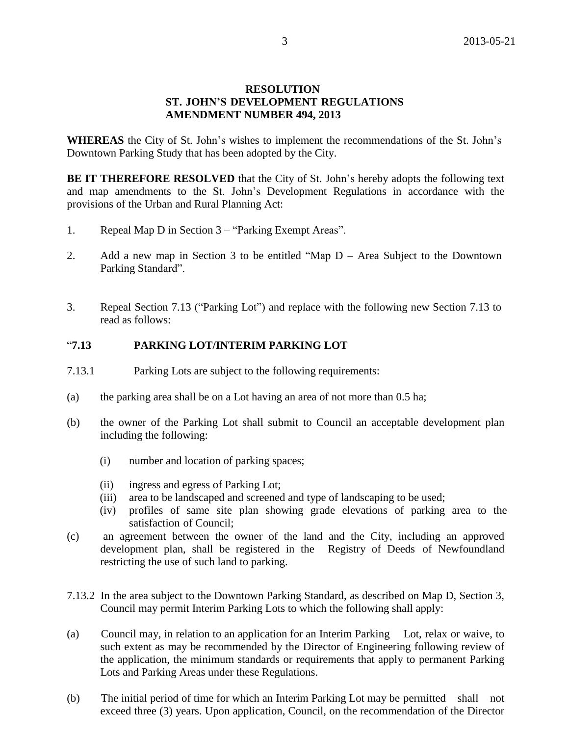**RESOLUTION**
**ST. JOHN'S DEVELOPMENT REGULATIONS**
**AMENDMENT NUMBER 494, 2013**

**WHEREAS** the City of St. John's wishes to implement the recommendations of the St. John's Downtown Parking Study that has been adopted by the City.

**BE IT THEREFORE RESOLVED** that the City of St. John's hereby adopts the following text and map amendments to the St. John's Development Regulations in accordance with the provisions of the Urban and Rural Planning Act:

1. Repeal Map D in Section 3 – "Parking Exempt Areas".

2. Add a new map in Section 3 to be entitled "Map D – Area Subject to the Downtown Parking Standard".

3. Repeal Section 7.13 ("Parking Lot") and replace with the following new Section 7.13 to read as follows:

"**7.13 PARKING LOT/INTERIM PARKING LOT**

7.13.1 Parking Lots are subject to the following requirements:

(a) the parking area shall be on a Lot having an area of not more than 0.5 ha;

(b) the owner of the Parking Lot shall submit to Council an acceptable development plan including the following:

  (i) number and location of parking spaces;

  (ii) ingress and egress of Parking Lot;

  (iii) area to be landscaped and screened and type of landscaping to be used;

  (iv) profiles of same site plan showing grade elevations of parking area to the satisfaction of Council;

(c) an agreement between the owner of the land and the City, including an approved development plan, shall be registered in the Registry of Deeds of Newfoundland restricting the use of such land to parking.

7.13.2 In the area subject to the Downtown Parking Standard, as described on Map D, Section 3, Council may permit Interim Parking Lots to which the following shall apply:

(a) Council may, in relation to an application for an Interim Parking Lot, relax or waive, to such extent as may be recommended by the Director of Engineering following review of the application, the minimum standards or requirements that apply to permanent Parking Lots and Parking Areas under these Regulations.

(b) The initial period of time for which an Interim Parking Lot may be permitted shall not exceed three (3) years. Upon application, Council, on the recommendation of the Director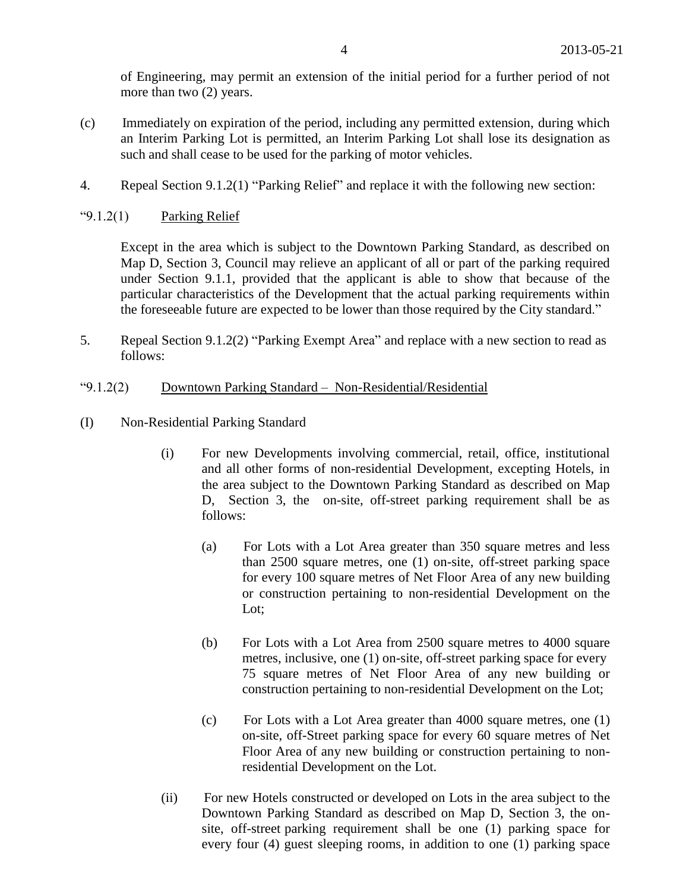of Engineering, may permit an extension of the initial period for a further period of not more than two (2) years.

(c) Immediately on expiration of the period, including any permitted extension, during which an Interim Parking Lot is permitted, an Interim Parking Lot shall lose its designation as such and shall cease to be used for the parking of motor vehicles.

4. Repeal Section 9.1.2(1) "Parking Relief" and replace it with the following new section:

"9.1.2(1) Parking Relief

Except in the area which is subject to the Downtown Parking Standard, as described on Map D, Section 3, Council may relieve an applicant of all or part of the parking required under Section 9.1.1, provided that the applicant is able to show that because of the particular characteristics of the Development that the actual parking requirements within the foreseeable future are expected to be lower than those required by the City standard."

5. Repeal Section 9.1.2(2) "Parking Exempt Area" and replace with a new section to read as follows:

"9.1.2(2) Downtown Parking Standard – Non-Residential/Residential

(I) Non-Residential Parking Standard

(i) For new Developments involving commercial, retail, office, institutional and all other forms of non-residential Development, excepting Hotels, in the area subject to the Downtown Parking Standard as described on Map D, Section 3, the on-site, off-street parking requirement shall be as follows:

(a) For Lots with a Lot Area greater than 350 square metres and less than 2500 square metres, one (1) on-site, off-street parking space for every 100 square metres of Net Floor Area of any new building or construction pertaining to non-residential Development on the Lot;

(b) For Lots with a Lot Area from 2500 square metres to 4000 square metres, inclusive, one (1) on-site, off-street parking space for every 75 square metres of Net Floor Area of any new building or construction pertaining to non-residential Development on the Lot;

(c) For Lots with a Lot Area greater than 4000 square metres, one (1) on-site, off-Street parking space for every 60 square metres of Net Floor Area of any new building or construction pertaining to non-residential Development on the Lot.

(ii) For new Hotels constructed or developed on Lots in the area subject to the Downtown Parking Standard as described on Map D, Section 3, the on-site, off-street parking requirement shall be one (1) parking space for every four (4) guest sleeping rooms, in addition to one (1) parking space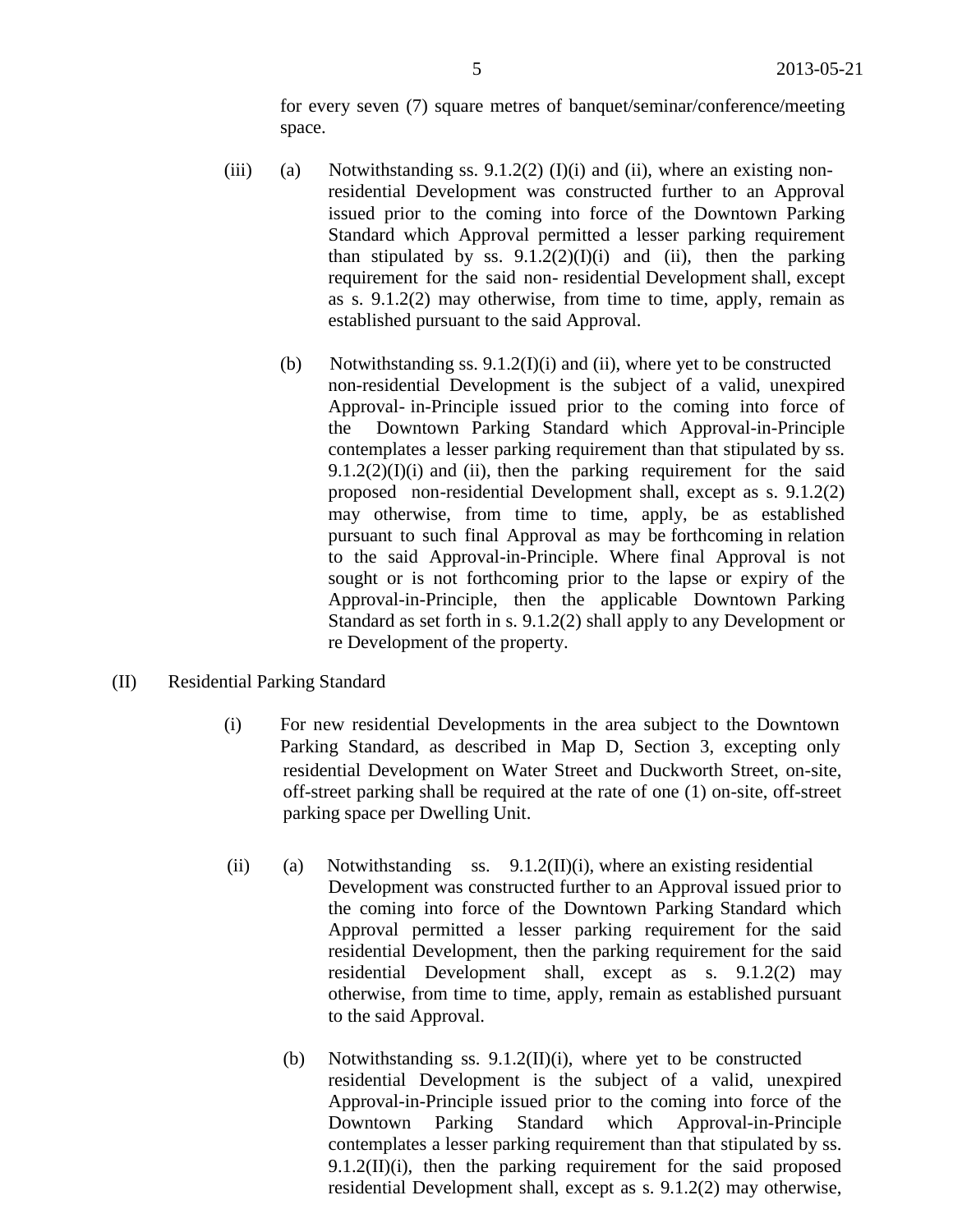for every seven (7) square metres of banquet/seminar/conference/meeting space.

(iii) (a) Notwithstanding ss. 9.1.2(2) (I)(i) and (ii), where an existing non-residential Development was constructed further to an Approval issued prior to the coming into force of the Downtown Parking Standard which Approval permitted a lesser parking requirement than stipulated by ss. 9.1.2(2)(I)(i) and (ii), then the parking requirement for the said non- residential Development shall, except as s. 9.1.2(2) may otherwise, from time to time, apply, remain as established pursuant to the said Approval.

(b) Notwithstanding ss. 9.1.2(I)(i) and (ii), where yet to be constructed non-residential Development is the subject of a valid, unexpired Approval- in-Principle issued prior to the coming into force of the Downtown Parking Standard which Approval-in-Principle contemplates a lesser parking requirement than that stipulated by ss. 9.1.2(2)(I)(i) and (ii), then the parking requirement for the said proposed non-residential Development shall, except as s. 9.1.2(2) may otherwise, from time to time, apply, be as established pursuant to such final Approval as may be forthcoming in relation to the said Approval-in-Principle. Where final Approval is not sought or is not forthcoming prior to the lapse or expiry of the Approval-in-Principle, then the applicable Downtown Parking Standard as set forth in s. 9.1.2(2) shall apply to any Development or re Development of the property.

(II) Residential Parking Standard

(i) For new residential Developments in the area subject to the Downtown Parking Standard, as described in Map D, Section 3, excepting only residential Development on Water Street and Duckworth Street, on-site, off-street parking shall be required at the rate of one (1) on-site, off-street parking space per Dwelling Unit.

(ii) (a) Notwithstanding ss. 9.1.2(II)(i), where an existing residential Development was constructed further to an Approval issued prior to the coming into force of the Downtown Parking Standard which Approval permitted a lesser parking requirement for the said residential Development, then the parking requirement for the said residential Development shall, except as s. 9.1.2(2) may otherwise, from time to time, apply, remain as established pursuant to the said Approval.

(b) Notwithstanding ss. 9.1.2(II)(i), where yet to be constructed residential Development is the subject of a valid, unexpired Approval-in-Principle issued prior to the coming into force of the Downtown Parking Standard which Approval-in-Principle contemplates a lesser parking requirement than that stipulated by ss. 9.1.2(II)(i), then the parking requirement for the said proposed residential Development shall, except as s. 9.1.2(2) may otherwise,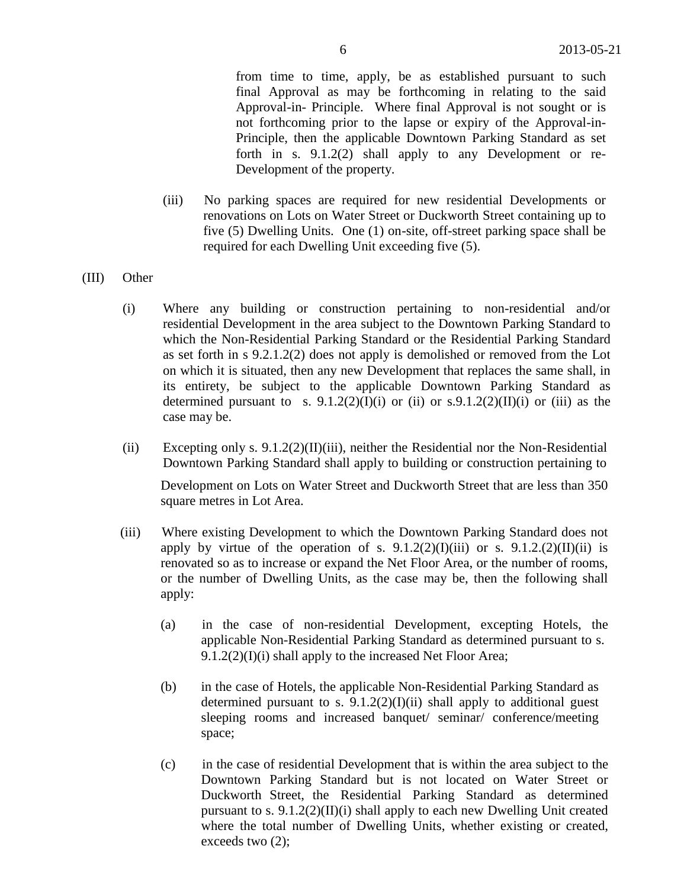from time to time, apply, be as established pursuant to such final Approval as may be forthcoming in relating to the said Approval-in- Principle. Where final Approval is not sought or is not forthcoming prior to the lapse or expiry of the Approval-in-Principle, then the applicable Downtown Parking Standard as set forth in s. 9.1.2(2) shall apply to any Development or re-Development of the property.

(iii) No parking spaces are required for new residential Developments or renovations on Lots on Water Street or Duckworth Street containing up to five (5) Dwelling Units. One (1) on-site, off-street parking space shall be required for each Dwelling Unit exceeding five (5).

(III) Other

(i) Where any building or construction pertaining to non-residential and/or residential Development in the area subject to the Downtown Parking Standard to which the Non-Residential Parking Standard or the Residential Parking Standard as set forth in s 9.2.1.2(2) does not apply is demolished or removed from the Lot on which it is situated, then any new Development that replaces the same shall, in its entirety, be subject to the applicable Downtown Parking Standard as determined pursuant to s. 9.1.2(2)(I)(i) or (ii) or s.9.1.2(2)(II)(i) or (iii) as the case may be.

(ii) Excepting only s. 9.1.2(2)(II)(iii), neither the Residential nor the Non-Residential Downtown Parking Standard shall apply to building or construction pertaining to Development on Lots on Water Street and Duckworth Street that are less than 350 square metres in Lot Area.

(iii) Where existing Development to which the Downtown Parking Standard does not apply by virtue of the operation of s. 9.1.2(2)(I)(iii) or s. 9.1.2.(2)(II)(ii) is renovated so as to increase or expand the Net Floor Area, or the number of rooms, or the number of Dwelling Units, as the case may be, then the following shall apply:

(a) in the case of non-residential Development, excepting Hotels, the applicable Non-Residential Parking Standard as determined pursuant to s. 9.1.2(2)(I)(i) shall apply to the increased Net Floor Area;

(b) in the case of Hotels, the applicable Non-Residential Parking Standard as determined pursuant to s. 9.1.2(2)(I)(ii) shall apply to additional guest sleeping rooms and increased banquet/ seminar/ conference/meeting space;

(c) in the case of residential Development that is within the area subject to the Downtown Parking Standard but is not located on Water Street or Duckworth Street, the Residential Parking Standard as determined pursuant to s. 9.1.2(2)(II)(i) shall apply to each new Dwelling Unit created where the total number of Dwelling Units, whether existing or created, exceeds two (2);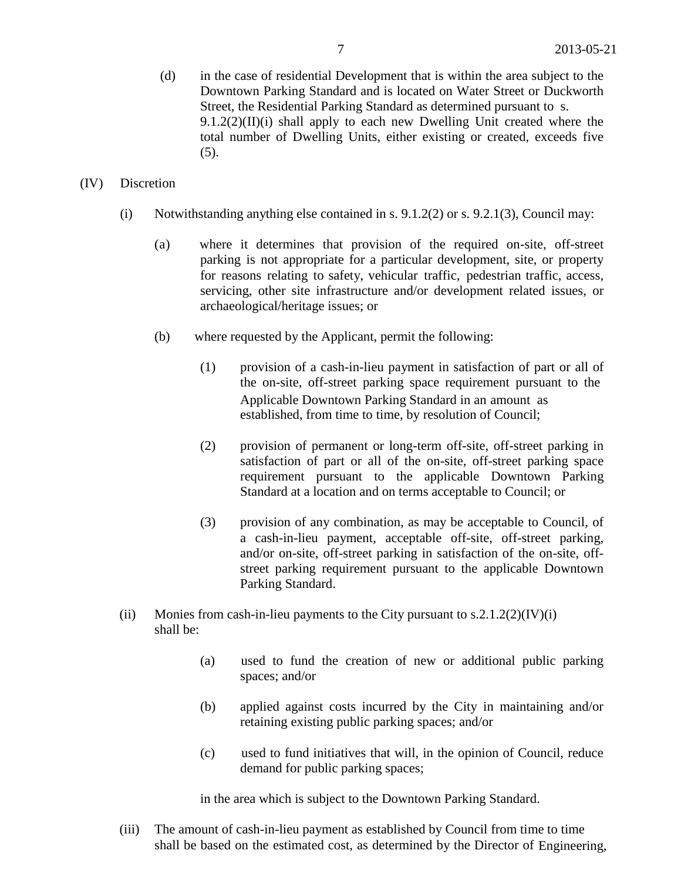(d) in the case of residential Development that is within the area subject to the Downtown Parking Standard and is located on Water Street or Duckworth Street, the Residential Parking Standard as determined pursuant to s. 9.1.2(2)(II)(i) shall apply to each new Dwelling Unit created where the total number of Dwelling Units, either existing or created, exceeds five (5).

(IV) Discretion

(i) Notwithstanding anything else contained in s. 9.1.2(2) or s. 9.2.1(3), Council may:

(a) where it determines that provision of the required on-site, off-street parking is not appropriate for a particular development, site, or property for reasons relating to safety, vehicular traffic, pedestrian traffic, access, servicing, other site infrastructure and/or development related issues, or archaeological/heritage issues; or

(b) where requested by the Applicant, permit the following:

(1) provision of a cash-in-lieu payment in satisfaction of part or all of the on-site, off-street parking space requirement pursuant to the Applicable Downtown Parking Standard in an amount as established, from time to time, by resolution of Council;

(2) provision of permanent or long-term off-site, off-street parking in satisfaction of part or all of the on-site, off-street parking space requirement pursuant to the applicable Downtown Parking Standard at a location and on terms acceptable to Council; or

(3) provision of any combination, as may be acceptable to Council, of a cash-in-lieu payment, acceptable off-site, off-street parking, and/or on-site, off-street parking in satisfaction of the on-site, off-street parking requirement pursuant to the applicable Downtown Parking Standard.

(ii) Monies from cash-in-lieu payments to the City pursuant to s.2.1.2(2)(IV)(i) shall be:

(a) used to fund the creation of new or additional public parking spaces; and/or

(b) applied against costs incurred by the City in maintaining and/or retaining existing public parking spaces; and/or

(c) used to fund initiatives that will, in the opinion of Council, reduce demand for public parking spaces;

in the area which is subject to the Downtown Parking Standard.

(iii) The amount of cash-in-lieu payment as established by Council from time to time shall be based on the estimated cost, as determined by the Director of Engineering,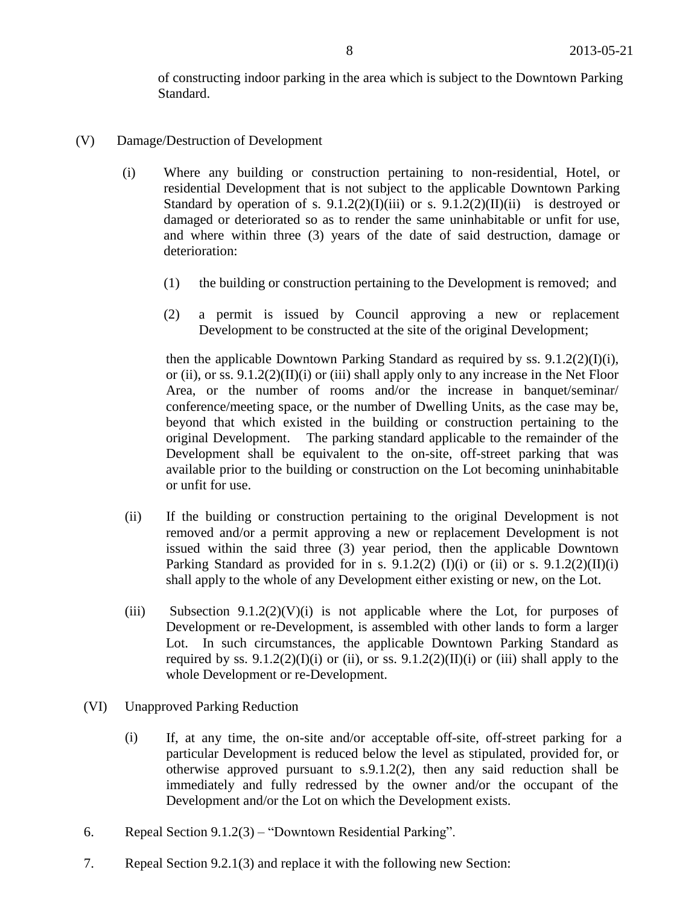of constructing indoor parking in the area which is subject to the Downtown Parking Standard.

(V) Damage/Destruction of Development

(i) Where any building or construction pertaining to non-residential, Hotel, or residential Development that is not subject to the applicable Downtown Parking Standard by operation of s. 9.1.2(2)(I)(iii) or s. 9.1.2(2)(II)(ii) is destroyed or damaged or deteriorated so as to render the same uninhabitable or unfit for use, and where within three (3) years of the date of said destruction, damage or deterioration:

(1) the building or construction pertaining to the Development is removed; and

(2) a permit is issued by Council approving a new or replacement Development to be constructed at the site of the original Development;

then the applicable Downtown Parking Standard as required by ss. 9.1.2(2)(I)(i), or (ii), or ss. 9.1.2(2)(II)(i) or (iii) shall apply only to any increase in the Net Floor Area, or the number of rooms and/or the increase in banquet/seminar/ conference/meeting space, or the number of Dwelling Units, as the case may be, beyond that which existed in the building or construction pertaining to the original Development. The parking standard applicable to the remainder of the Development shall be equivalent to the on-site, off-street parking that was available prior to the building or construction on the Lot becoming uninhabitable or unfit for use.

(ii) If the building or construction pertaining to the original Development is not removed and/or a permit approving a new or replacement Development is not issued within the said three (3) year period, then the applicable Downtown Parking Standard as provided for in s. 9.1.2(2) (I)(i) or (ii) or s. 9.1.2(2)(II)(i) shall apply to the whole of any Development either existing or new, on the Lot.

(iii) Subsection 9.1.2(2)(V)(i) is not applicable where the Lot, for purposes of Development or re-Development, is assembled with other lands to form a larger Lot. In such circumstances, the applicable Downtown Parking Standard as required by ss. 9.1.2(2)(I)(i) or (ii), or ss. 9.1.2(2)(II)(i) or (iii) shall apply to the whole Development or re-Development.

(VI) Unapproved Parking Reduction

(i) If, at any time, the on-site and/or acceptable off-site, off-street parking for a particular Development is reduced below the level as stipulated, provided for, or otherwise approved pursuant to s.9.1.2(2), then any said reduction shall be immediately and fully redressed by the owner and/or the occupant of the Development and/or the Lot on which the Development exists.

6. Repeal Section 9.1.2(3) – "Downtown Residential Parking".

7. Repeal Section 9.2.1(3) and replace it with the following new Section: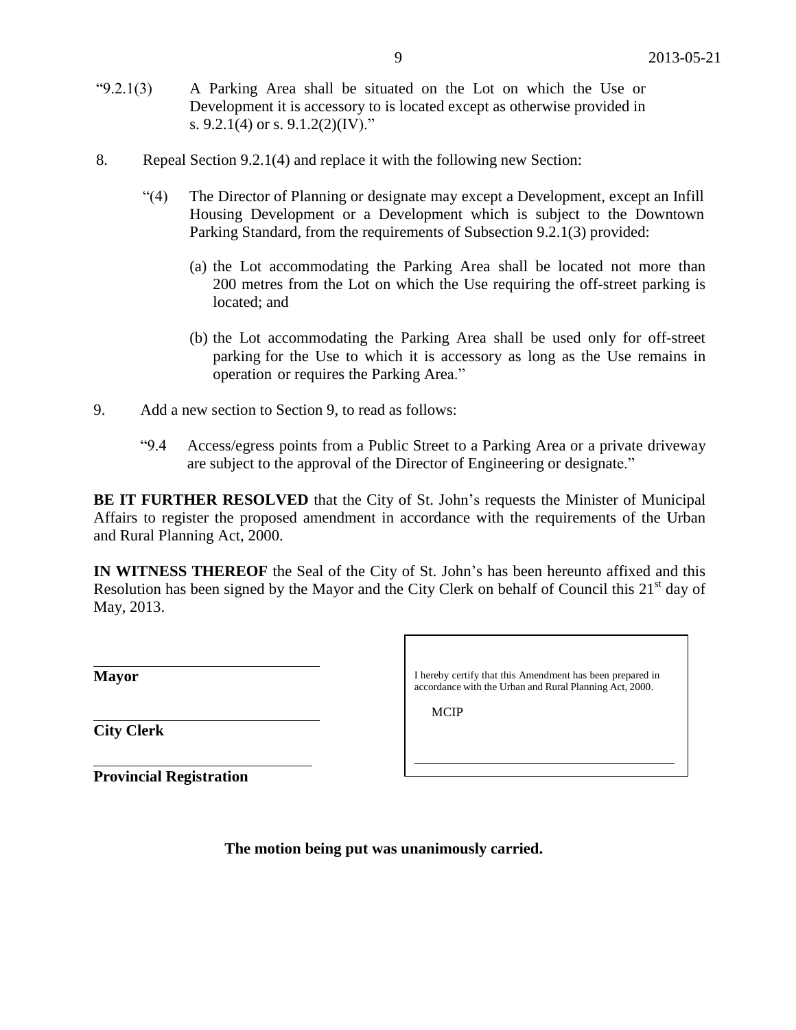"9.2.1(3) A Parking Area shall be situated on the Lot on which the Use or Development it is accessory to is located except as otherwise provided in s. 9.2.1(4) or s. 9.1.2(2)(IV)."

8. Repeal Section 9.2.1(4) and replace it with the following new Section:

"(4) The Director of Planning or designate may except a Development, except an Infill Housing Development or a Development which is subject to the Downtown Parking Standard, from the requirements of Subsection 9.2.1(3) provided:

(a) the Lot accommodating the Parking Area shall be located not more than 200 metres from the Lot on which the Use requiring the off-street parking is located; and

(b) the Lot accommodating the Parking Area shall be used only for off-street parking for the Use to which it is accessory as long as the Use remains in operation or requires the Parking Area."

9. Add a new section to Section 9, to read as follows:

"9.4 Access/egress points from a Public Street to a Parking Area or a private driveway are subject to the approval of the Director of Engineering or designate."

**BE IT FURTHER RESOLVED** that the City of St. John's requests the Minister of Municipal Affairs to register the proposed amendment in accordance with the requirements of the Urban and Rural Planning Act, 2000.

**IN WITNESS THEREOF** the Seal of the City of St. John's has been hereunto affixed and this Resolution has been signed by the Mayor and the City Clerk on behalf of Council this 21st day of May, 2013.

______________________________
**Mayor**

______________________________
**City Clerk**

______________________________
**Provincial Registration**

I hereby certify that this Amendment has been prepared in accordance with the Urban and Rural Planning Act, 2000.

MCIP

______________________________

**The motion being put was unanimously carried.**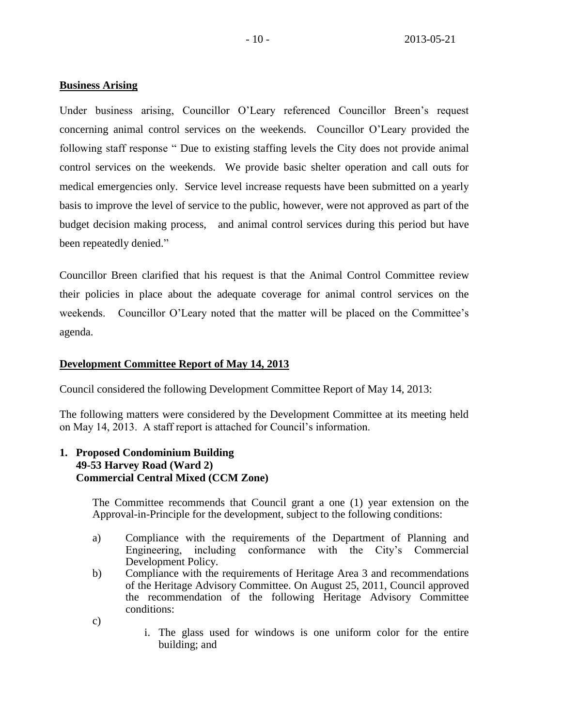**Business Arising**

Under business arising, Councillor O'Leary referenced Councillor Breen's request concerning animal control services on the weekends. Councillor O'Leary provided the following staff response " Due to existing staffing levels the City does not provide animal control services on the weekends. We provide basic shelter operation and call outs for medical emergencies only. Service level increase requests have been submitted on a yearly basis to improve the level of service to the public, however, were not approved as part of the budget decision making process, and animal control services during this period but have been repeatedly denied."

Councillor Breen clarified that his request is that the Animal Control Committee review their policies in place about the adequate coverage for animal control services on the weekends. Councillor O'Leary noted that the matter will be placed on the Committee's agenda.

**Development Committee Report of May 14, 2013**

Council considered the following Development Committee Report of May 14, 2013:

The following matters were considered by the Development Committee at its meeting held on May 14, 2013. A staff report is attached for Council's information.

**1. Proposed Condominium Building**
**49-53 Harvey Road (Ward 2)**
**Commercial Central Mixed (CCM Zone)**

The Committee recommends that Council grant a one (1) year extension on the Approval-in-Principle for the development, subject to the following conditions:

a) Compliance with the requirements of the Department of Planning and Engineering, including conformance with the City's Commercial Development Policy.

b) Compliance with the requirements of Heritage Area 3 and recommendations of the Heritage Advisory Committee. On August 25, 2011, Council approved the recommendation of the following Heritage Advisory Committee conditions:

c)

i. The glass used for windows is one uniform color for the entire building; and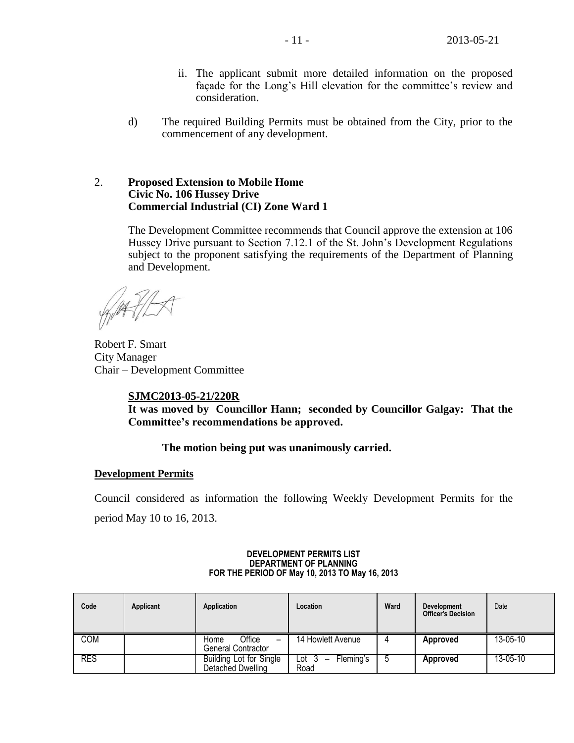ii. The applicant submit more detailed information on the proposed façade for the Long's Hill elevation for the committee's review and consideration.

d) The required Building Permits must be obtained from the City, prior to the commencement of any development.

2. **Proposed Extension to Mobile Home**
**Civic No. 106 Hussey Drive**
**Commercial Industrial (CI) Zone Ward 1**

The Development Committee recommends that Council approve the extension at 106 Hussey Drive pursuant to Section 7.12.1 of the St. John's Development Regulations subject to the proponent satisfying the requirements of the Department of Planning and Development.

Robert F. Smart
City Manager
Chair – Development Committee

**SJMC2013-05-21/220R**
**It was moved by Councillor Hann; seconded by Councillor Galgay: That the Committee's recommendations be approved.**

**The motion being put was unanimously carried.**

**Development Permits**

Council considered as information the following Weekly Development Permits for the period May 10 to 16, 2013.

**DEVELOPMENT PERMITS LIST**
**DEPARTMENT OF PLANNING**
**FOR THE PERIOD OF May 10, 2013 TO May 16, 2013**

| Code | Applicant | Application | Location | Ward | Development Officer's Decision | Date |
|---|---|---|---|---|---|---|
| COM | | Home Office – General Contractor | 14 Howlett Avenue | 4 | **Approved** | 13-05-10 |
| RES | | Building Lot for Single Detached Dwelling | Lot 3 – Fleming's Road | 5 | **Approved** | 13-05-10 |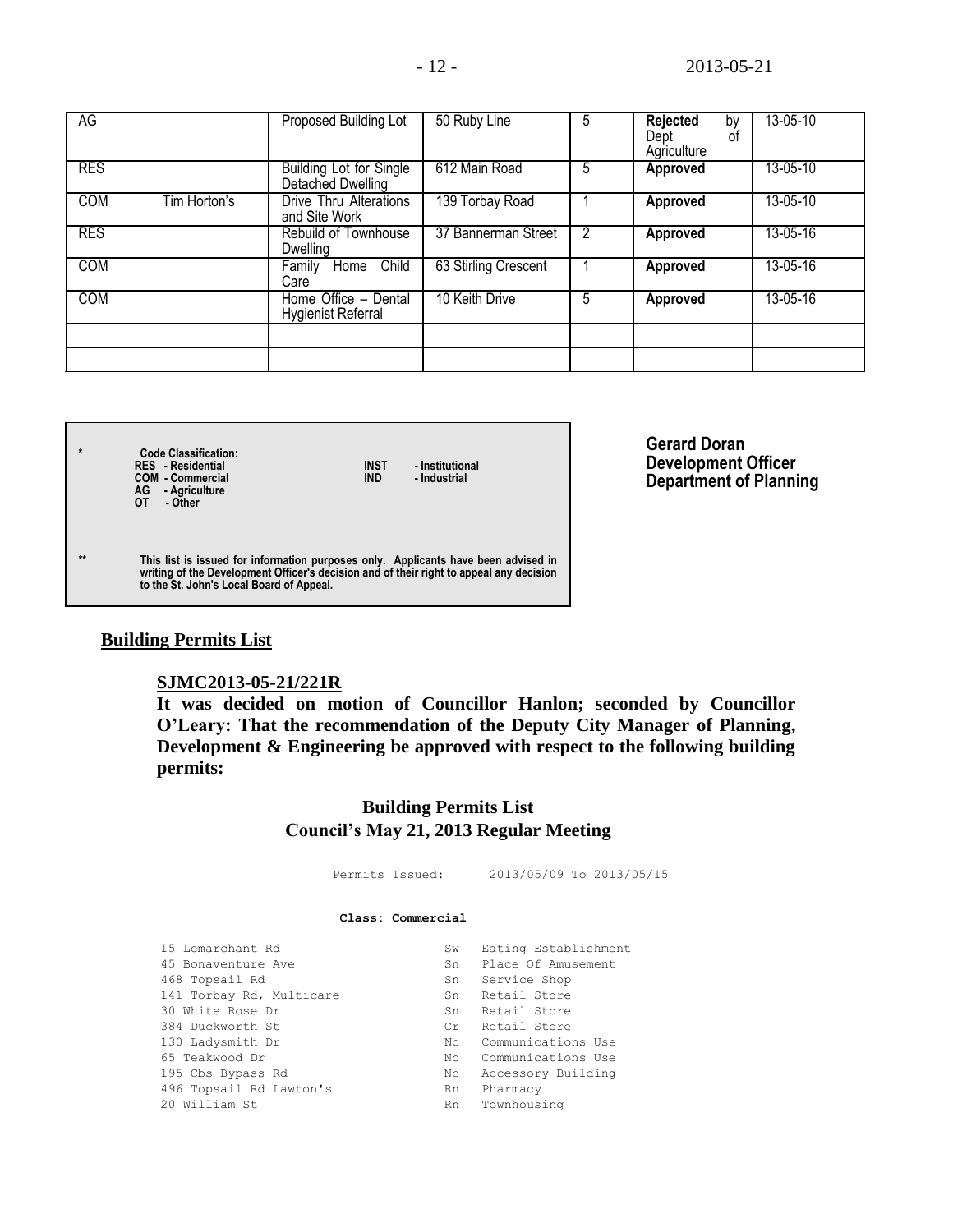| AG | | Proposed Building Lot | 50 Ruby Line | 5 | **Rejected** by Dept of Agriculture | 13-05-10 |
|---|---|---|---|---|---|---|
| RES | | Building Lot for Single Detached Dwelling | 612 Main Road | 5 | **Approved** | 13-05-10 |
| COM | Tim Horton's | Drive Thru Alterations and Site Work | 139 Torbay Road | 1 | **Approved** | 13-05-10 |
| RES | | Rebuild of Townhouse Dwelling | 37 Bannerman Street | 2 | **Approved** | 13-05-16 |
| COM | | Family Home Child Care | 63 Stirling Crescent | 1 | **Approved** | 13-05-16 |
| COM | | Home Office – Dental Hygienist Referral | 10 Keith Drive | 5 | **Approved** | 13-05-16 |
| | | | | | | |
| | | | | | | |

\* **Code Classification:**
**RES - Residential**
**COM - Commercial**
**AG - Agriculture**
**OT - Other**
**INST - Institutional**
**IND - Industrial**

\*\* **This list is issued for information purposes only. Applicants have been advised in writing of the Development Officer's decision and of their right to appeal any decision to the St. John's Local Board of Appeal.**

**Gerard Doran**
**Development Officer**
**Department of Planning**

## Building Permits List

**SJMC2013-05-21/221R**

**It was decided on motion of Councillor Hanlon; seconded by Councillor O'Leary: That the recommendation of the Deputy City Manager of Planning, Development & Engineering be approved with respect to the following building permits:**

### Building Permits List
### Council's May 21, 2013 Regular Meeting

Permits Issued: 2013/05/09 To 2013/05/15

**Class: Commercial**

| | | |
|---|---|---|
| 15 Lemarchant Rd | Sw | Eating Establishment |
| 45 Bonaventure Ave | Sn | Place Of Amusement |
| 468 Topsail Rd | Sn | Service Shop |
| 141 Torbay Rd, Multicare | Sn | Retail Store |
| 30 White Rose Dr | Sn | Retail Store |
| 384 Duckworth St | Cr | Retail Store |
| 130 Ladysmith Dr | Nc | Communications Use |
| 65 Teakwood Dr | Nc | Communications Use |
| 195 Cbs Bypass Rd | Nc | Accessory Building |
| 496 Topsail Rd Lawton's | Rn | Pharmacy |
| 20 William St | Rn | Townhousing |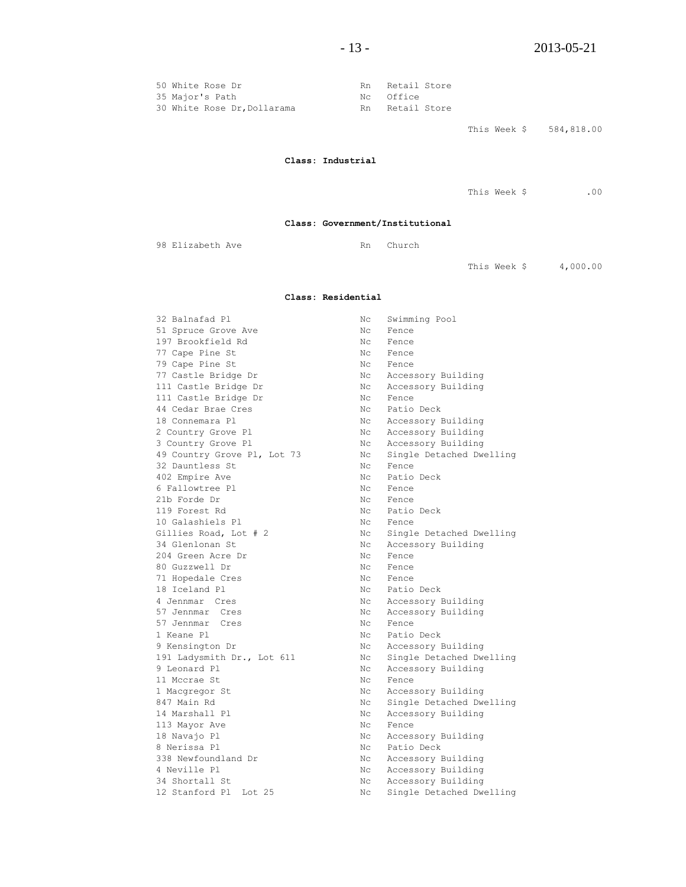| | | |
|---|---|---|
| 50 White Rose Dr | Rn | Retail Store |
| 35 Major's Path | Nc | Office |
| 30 White Rose Dr,Dollarama | Rn | Retail Store |

This Week $ 584,818.00

**Class: Industrial**

This Week $ .00

**Class: Government/Institutional**

| | | |
|---|---|---|
| 98 Elizabeth Ave | Rn | Church |

This Week $ 4,000.00

**Class: Residential**

| | | |
|---|---|---|
| 32 Balnafad Pl | Nc | Swimming Pool |
| 51 Spruce Grove Ave | Nc | Fence |
| 197 Brookfield Rd | Nc | Fence |
| 77 Cape Pine St | Nc | Fence |
| 79 Cape Pine St | Nc | Fence |
| 77 Castle Bridge Dr | Nc | Accessory Building |
| 111 Castle Bridge Dr | Nc | Accessory Building |
| 111 Castle Bridge Dr | Nc | Fence |
| 44 Cedar Brae Cres | Nc | Patio Deck |
| 18 Connemara Pl | Nc | Accessory Building |
| 2 Country Grove Pl | Nc | Accessory Building |
| 3 Country Grove Pl | Nc | Accessory Building |
| 49 Country Grove Pl, Lot 73 | Nc | Single Detached Dwelling |
| 32 Dauntless St | Nc | Fence |
| 402 Empire Ave | Nc | Patio Deck |
| 6 Fallowtree Pl | Nc | Fence |
| 21b Forde Dr | Nc | Fence |
| 119 Forest Rd | Nc | Patio Deck |
| 10 Galashiels Pl | Nc | Fence |
| Gillies Road, Lot # 2 | Nc | Single Detached Dwelling |
| 34 Glenlonan St | Nc | Accessory Building |
| 204 Green Acre Dr | Nc | Fence |
| 80 Guzzwell Dr | Nc | Fence |
| 71 Hopedale Cres | Nc | Fence |
| 18 Iceland Pl | Nc | Patio Deck |
| 4 Jennmar Cres | Nc | Accessory Building |
| 57 Jennmar Cres | Nc | Accessory Building |
| 57 Jennmar Cres | Nc | Fence |
| 1 Keane Pl | Nc | Patio Deck |
| 9 Kensington Dr | Nc | Accessory Building |
| 191 Ladysmith Dr., Lot 611 | Nc | Single Detached Dwelling |
| 9 Leonard Pl | Nc | Accessory Building |
| 11 Mccrae St | Nc | Fence |
| 1 Macgregor St | Nc | Accessory Building |
| 847 Main Rd | Nc | Single Detached Dwelling |
| 14 Marshall Pl | Nc | Accessory Building |
| 113 Mayor Ave | Nc | Fence |
| 18 Navajo Pl | Nc | Accessory Building |
| 8 Nerissa Pl | Nc | Patio Deck |
| 338 Newfoundland Dr | Nc | Accessory Building |
| 4 Neville Pl | Nc | Accessory Building |
| 34 Shortall St | Nc | Accessory Building |
| 12 Stanford Pl Lot 25 | Nc | Single Detached Dwelling |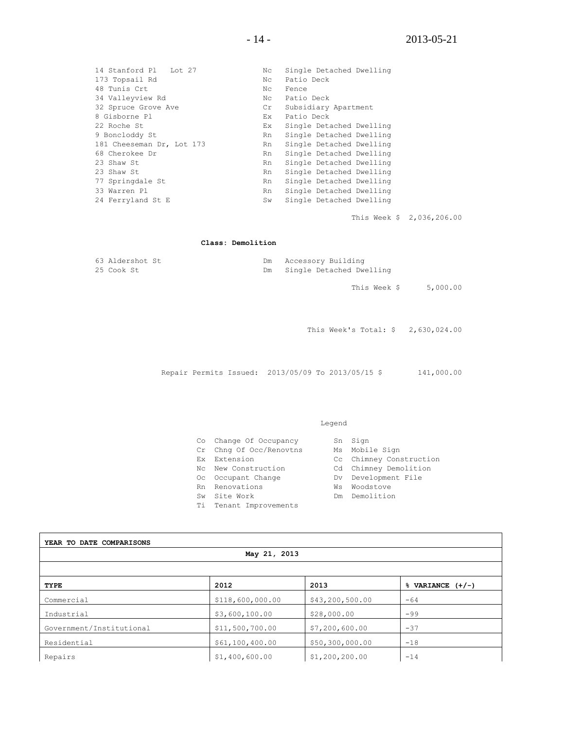| | | |
|---|---|---|
| 14 Stanford Pl Lot 27 | Nc | Single Detached Dwelling |
| 173 Topsail Rd | Nc | Patio Deck |
| 48 Tunis Crt | Nc | Fence |
| 34 Valleyview Rd | Nc | Patio Deck |
| 32 Spruce Grove Ave | Cr | Subsidiary Apartment |
| 8 Gisborne Pl | Ex | Patio Deck |
| 22 Roche St | Ex | Single Detached Dwelling |
| 9 Boncloddy St | Rn | Single Detached Dwelling |
| 181 Cheeseman Dr, Lot 173 | Rn | Single Detached Dwelling |
| 68 Cherokee Dr | Rn | Single Detached Dwelling |
| 23 Shaw St | Rn | Single Detached Dwelling |
| 23 Shaw St | Rn | Single Detached Dwelling |
| 77 Springdale St | Rn | Single Detached Dwelling |
| 33 Warren Pl | Rn | Single Detached Dwelling |
| 24 Ferryland St E | Sw | Single Detached Dwelling |

This Week $ 2,036,206.00

**Class: Demolition**

| | | |
|---|---|---|
| 63 Aldershot St | Dm | Accessory Building |
| 25 Cook St | Dm | Single Detached Dwelling |

This Week $ 5,000.00

This Week's Total: $ 2,630,024.00

Repair Permits Issued: 2013/05/09 To 2013/05/15 $ 141,000.00

Legend

| | | | |
|---|---|---|---|
| Co | Change Of Occupancy | Sn | Sign |
| Cr | Chng Of Occ/Renovtns | Ms | Mobile Sign |
| Ex | Extension | Cc | Chimney Construction |
| Nc | New Construction | Cd | Chimney Demolition |
| Oc | Occupant Change | Dv | Development File |
| Rn | Renovations | Ws | Woodstove |
| Sw | Site Work | Dm | Demolition |
| Ti | Tenant Improvements | | |

**YEAR TO DATE COMPARISONS**

**May 21, 2013**

| **TYPE** | **2012** | **2013** | **% VARIANCE (+/-)** |
|---|---|---|---|
| Commercial | $118,600,000.00 | $43,200,500.00 | -64 |
| Industrial | $3,600,100.00 | $28,000.00 | -99 |
| Government/Institutional | $11,500,700.00 | $7,200,600.00 | -37 |
| Residential | $61,100,400.00 | $50,300,000.00 | -18 |
| Repairs | $1,400,600.00 | $1,200,200.00 | -14 |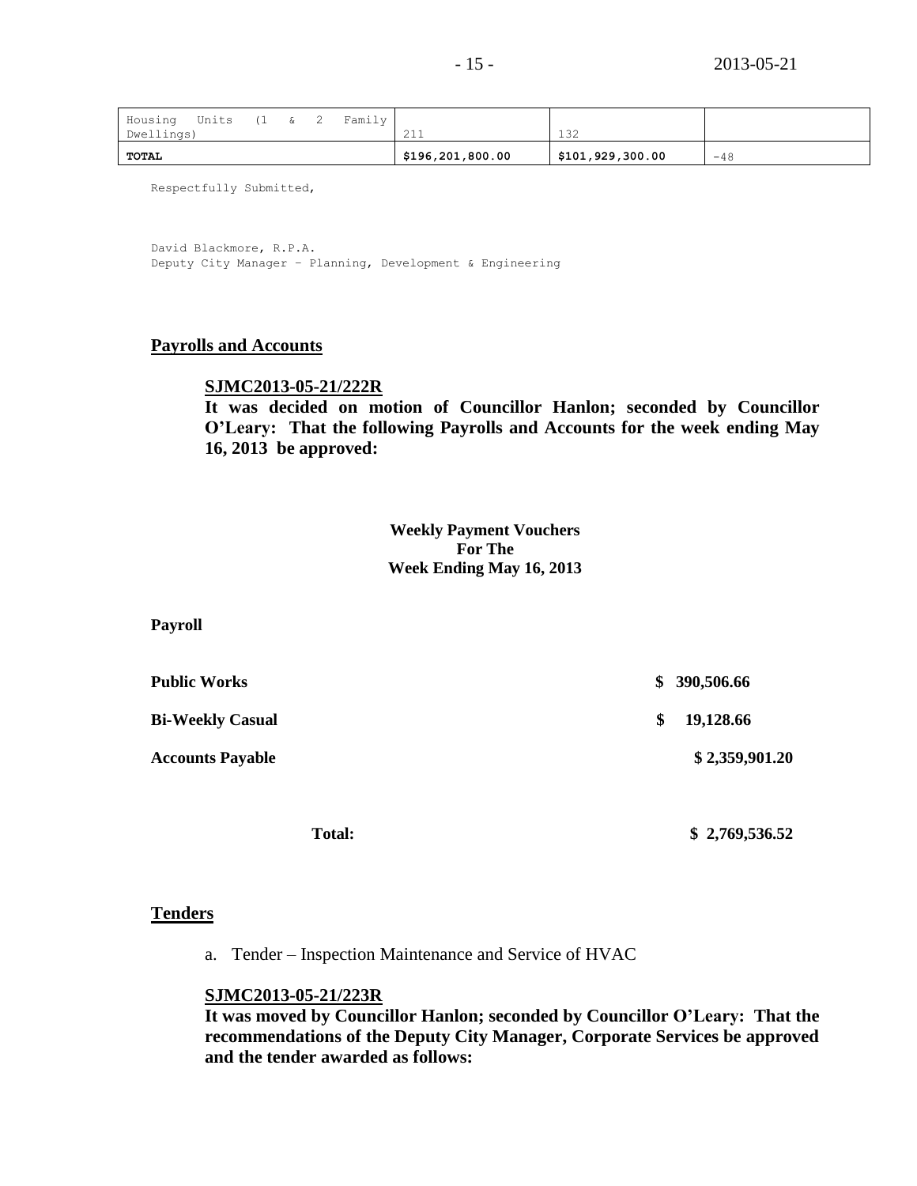| Housing Units (1 & 2 Family Dwellings) | 211 | 132 | |
|---|---|---|---|
| **TOTAL** | **$196,201,800.00** | **$101,929,300.00** | -48 |

Respectfully Submitted,

David Blackmore, R.P.A.
Deputy City Manager – Planning, Development & Engineering

## Payrolls and Accounts

**SJMC2013-05-21/222R**
**It was decided on motion of Councillor Hanlon; seconded by Councillor O'Leary: That the following Payrolls and Accounts for the week ending May 16, 2013 be approved:**

**Weekly Payment Vouchers
For The
Week Ending May 16, 2013**

**Payroll**

| | |
|---|---|
| **Public Works** | **$ 390,506.66** |
| **Bi-Weekly Casual** | **$ 19,128.66** |
| **Accounts Payable** | **$ 2,359,901.20** |
| **Total:** | **$ 2,769,536.52** |

## Tenders

a. Tender – Inspection Maintenance and Service of HVAC

**SJMC2013-05-21/223R**
**It was moved by Councillor Hanlon; seconded by Councillor O'Leary: That the recommendations of the Deputy City Manager, Corporate Services be approved and the tender awarded as follows:**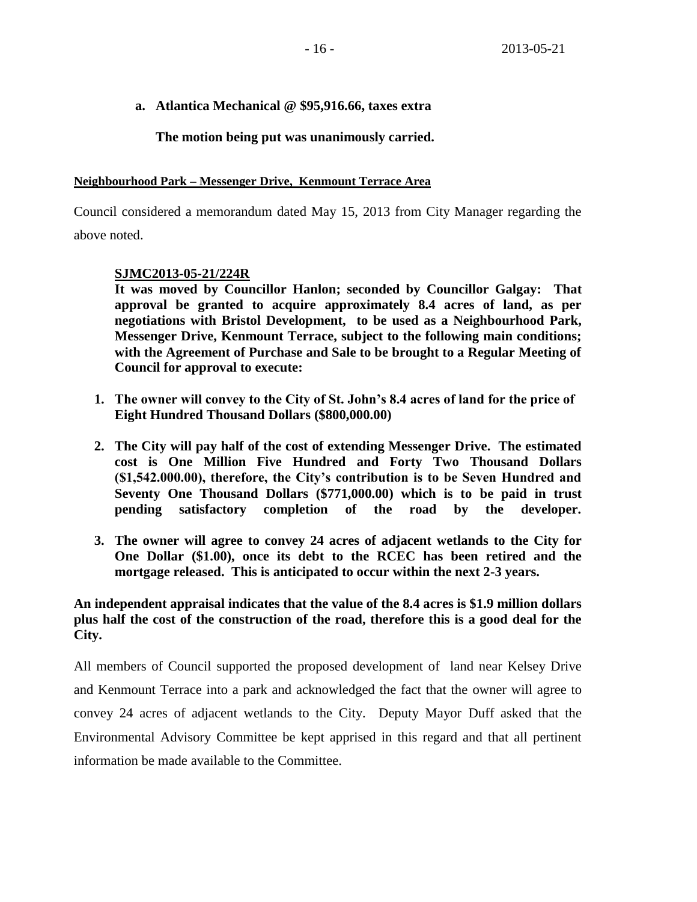**a. Atlantica Mechanical @ $95,916.66, taxes extra**

**The motion being put was unanimously carried.**

**Neighbourhood Park – Messenger Drive, Kenmount Terrace Area**

Council considered a memorandum dated May 15, 2013 from City Manager regarding the above noted.

**SJMC2013-05-21/224R**
**It was moved by Councillor Hanlon; seconded by Councillor Galgay: That approval be granted to acquire approximately 8.4 acres of land, as per negotiations with Bristol Development, to be used as a Neighbourhood Park, Messenger Drive, Kenmount Terrace, subject to the following main conditions; with the Agreement of Purchase and Sale to be brought to a Regular Meeting of Council for approval to execute:**

1. **The owner will convey to the City of St. John's 8.4 acres of land for the price of Eight Hundred Thousand Dollars ($800,000.00)**
2. **The City will pay half of the cost of extending Messenger Drive. The estimated cost is One Million Five Hundred and Forty Two Thousand Dollars ($1,542.000.00), therefore, the City's contribution is to be Seven Hundred and Seventy One Thousand Dollars ($771,000.00) which is to be paid in trust pending satisfactory completion of the road by the developer.**
3. **The owner will agree to convey 24 acres of adjacent wetlands to the City for One Dollar ($1.00), once its debt to the RCEC has been retired and the mortgage released. This is anticipated to occur within the next 2-3 years.**

**An independent appraisal indicates that the value of the 8.4 acres is $1.9 million dollars plus half the cost of the construction of the road, therefore this is a good deal for the City.**

All members of Council supported the proposed development of land near Kelsey Drive and Kenmount Terrace into a park and acknowledged the fact that the owner will agree to convey 24 acres of adjacent wetlands to the City. Deputy Mayor Duff asked that the Environmental Advisory Committee be kept apprised in this regard and that all pertinent information be made available to the Committee.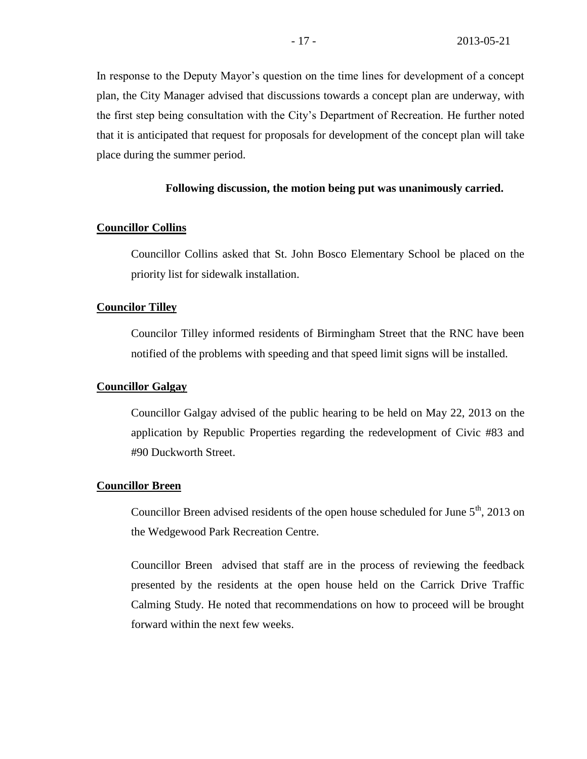In response to the Deputy Mayor's question on the time lines for development of a concept plan, the City Manager advised that discussions towards a concept plan are underway, with the first step being consultation with the City's Department of Recreation. He further noted that it is anticipated that request for proposals for development of the concept plan will take place during the summer period.

**Following discussion, the motion being put was unanimously carried.**

**Councillor Collins**

Councillor Collins asked that St. John Bosco Elementary School be placed on the priority list for sidewalk installation.

**Councilor Tilley**

Councilor Tilley informed residents of Birmingham Street that the RNC have been notified of the problems with speeding and that speed limit signs will be installed.

**Councillor Galgay**

Councillor Galgay advised of the public hearing to be held on May 22, 2013 on the application by Republic Properties regarding the redevelopment of Civic #83 and #90 Duckworth Street.

**Councillor Breen**

Councillor Breen advised residents of the open house scheduled for June 5th, 2013 on the Wedgewood Park Recreation Centre.

Councillor Breen advised that staff are in the process of reviewing the feedback presented by the residents at the open house held on the Carrick Drive Traffic Calming Study. He noted that recommendations on how to proceed will be brought forward within the next few weeks.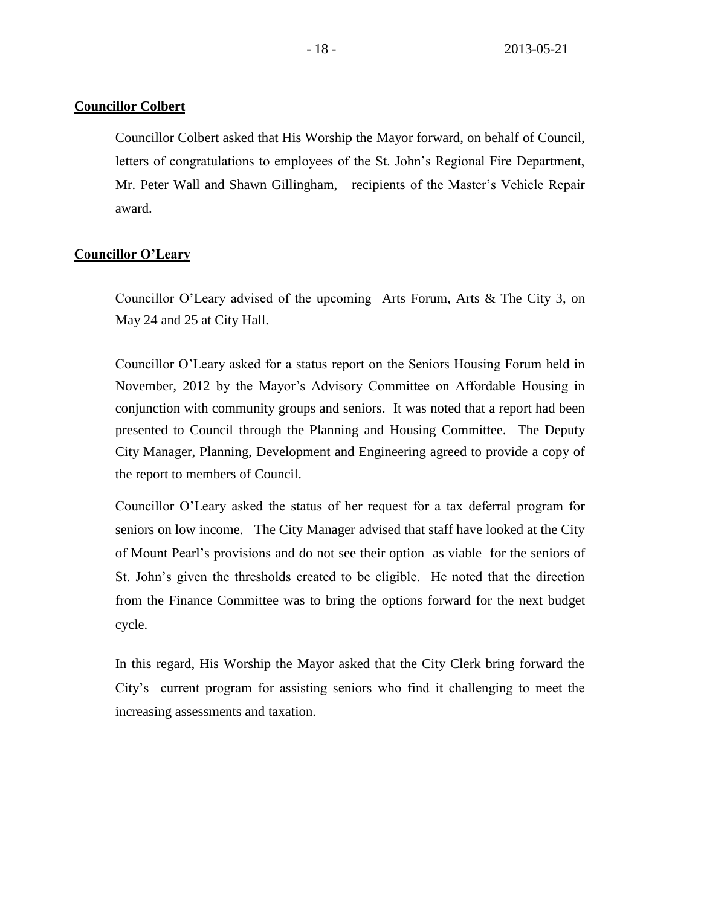**Councillor Colbert**

Councillor Colbert asked that His Worship the Mayor forward, on behalf of Council, letters of congratulations to employees of the St. John's Regional Fire Department, Mr. Peter Wall and Shawn Gillingham, recipients of the Master's Vehicle Repair award.

**Councillor O'Leary**

Councillor O'Leary advised of the upcoming Arts Forum, Arts & The City 3, on May 24 and 25 at City Hall.

Councillor O'Leary asked for a status report on the Seniors Housing Forum held in November, 2012 by the Mayor's Advisory Committee on Affordable Housing in conjunction with community groups and seniors. It was noted that a report had been presented to Council through the Planning and Housing Committee. The Deputy City Manager, Planning, Development and Engineering agreed to provide a copy of the report to members of Council.

Councillor O'Leary asked the status of her request for a tax deferral program for seniors on low income. The City Manager advised that staff have looked at the City of Mount Pearl's provisions and do not see their option as viable for the seniors of St. John's given the thresholds created to be eligible. He noted that the direction from the Finance Committee was to bring the options forward for the next budget cycle.

In this regard, His Worship the Mayor asked that the City Clerk bring forward the City's current program for assisting seniors who find it challenging to meet the increasing assessments and taxation.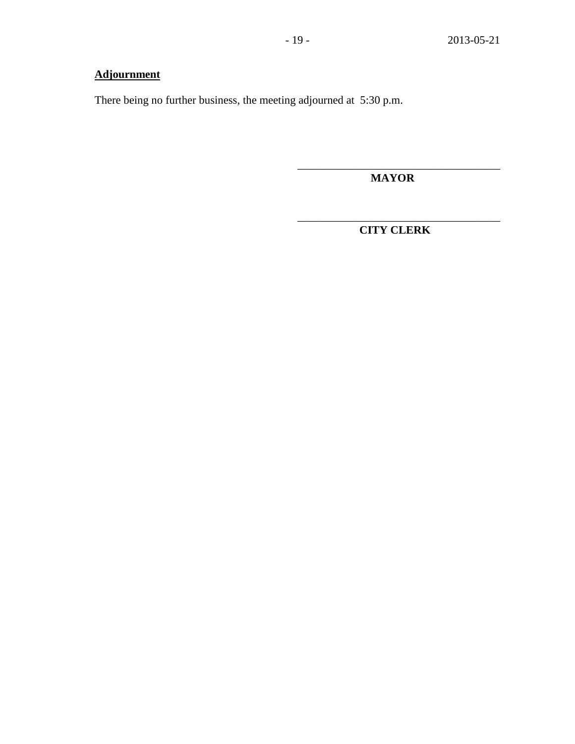**Adjournment**

There being no further business, the meeting adjourned at 5:30 p.m.

\_\_\_\_\_\_\_\_\_\_\_\_\_\_\_\_\_\_\_\_\_\_\_\_\_\_\_\_\_\_\_\_\_\_\_\_

**MAYOR**

\_\_\_\_\_\_\_\_\_\_\_\_\_\_\_\_\_\_\_\_\_\_\_\_\_\_\_\_\_\_\_\_\_\_\_\_

**CITY CLERK**